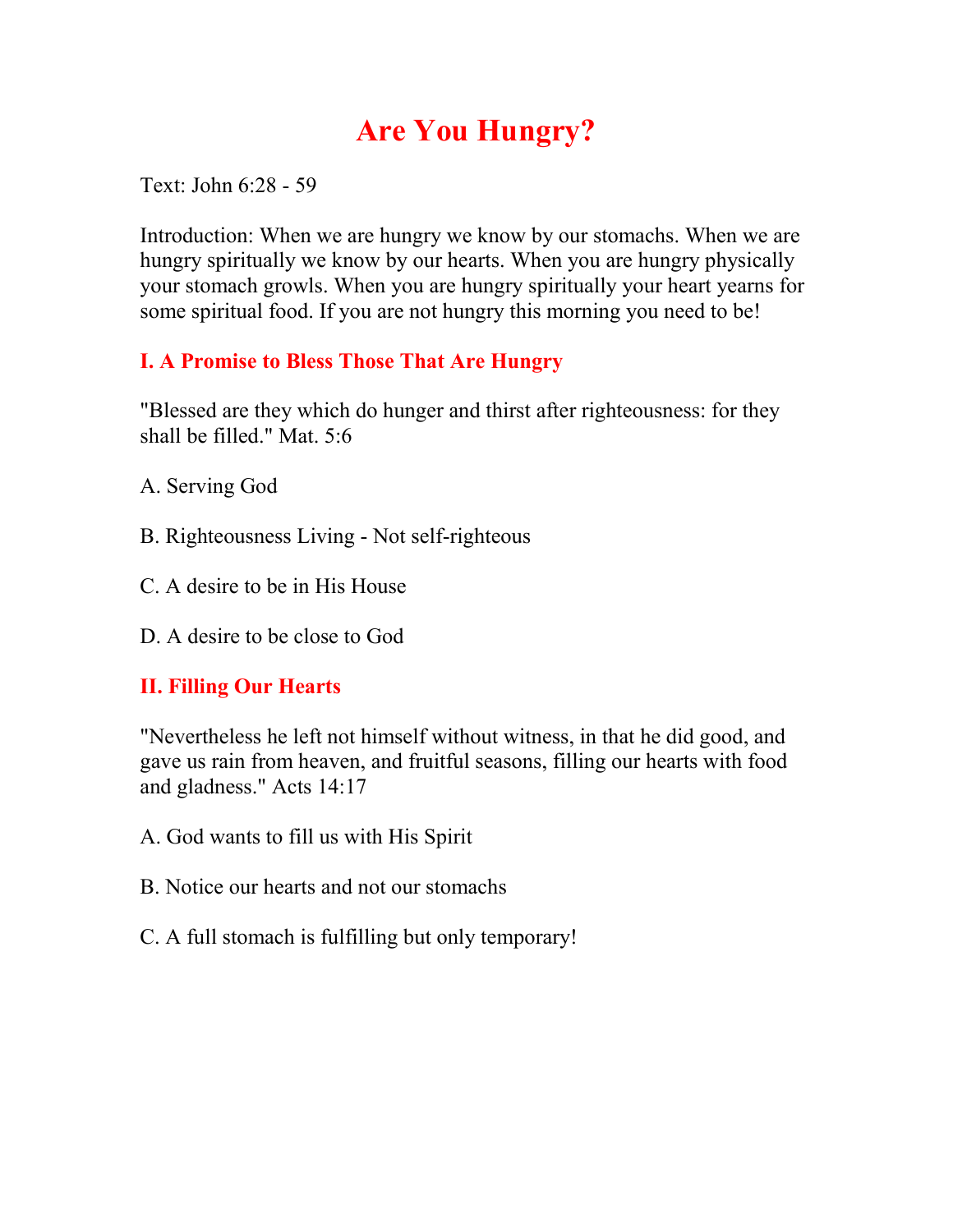# Are You Hungry?

Text: John 6:28 - 59

Introduction: When we are hungry we know by our stomachs. When we are hungry spiritually we know by our hearts. When you are hungry physically your stomach growls. When you are hungry spiritually your heart yearns for some spiritual food. If you are not hungry this morning you need to be!

## I. A Promise to Bless Those That Are Hungry

"Blessed are they which do hunger and thirst after righteousness: for they shall be filled." Mat. 5:6

A. Serving God

B. Righteousness Living - Not self-righteous

C. A desire to be in His House

D. A desire to be close to God

## II. Filling Our Hearts

"Nevertheless he left not himself without witness, in that he did good, and gave us rain from heaven, and fruitful seasons, filling our hearts with food and gladness." Acts 14:17

A. God wants to fill us with His Spirit

B. Notice our hearts and not our stomachs

C. A full stomach is fulfilling but only temporary!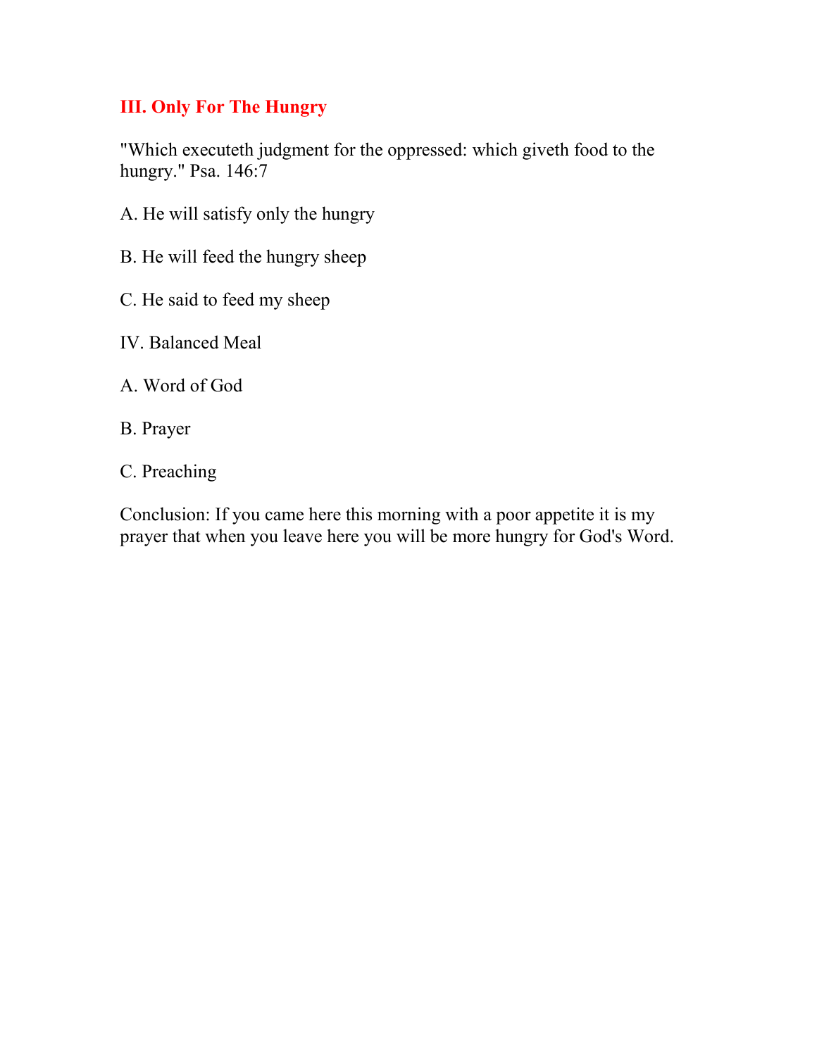## III. Only For The Hungry

"Which executeth judgment for the oppressed: which giveth food to the hungry." Psa. 146:7

A. He will satisfy only the hungry

B. He will feed the hungry sheep

C. He said to feed my sheep

IV. Balanced Meal

A. Word of God

B. Prayer

C. Preaching

Conclusion: If you came here this morning with a poor appetite it is my prayer that when you leave here you will be more hungry for God's Word.